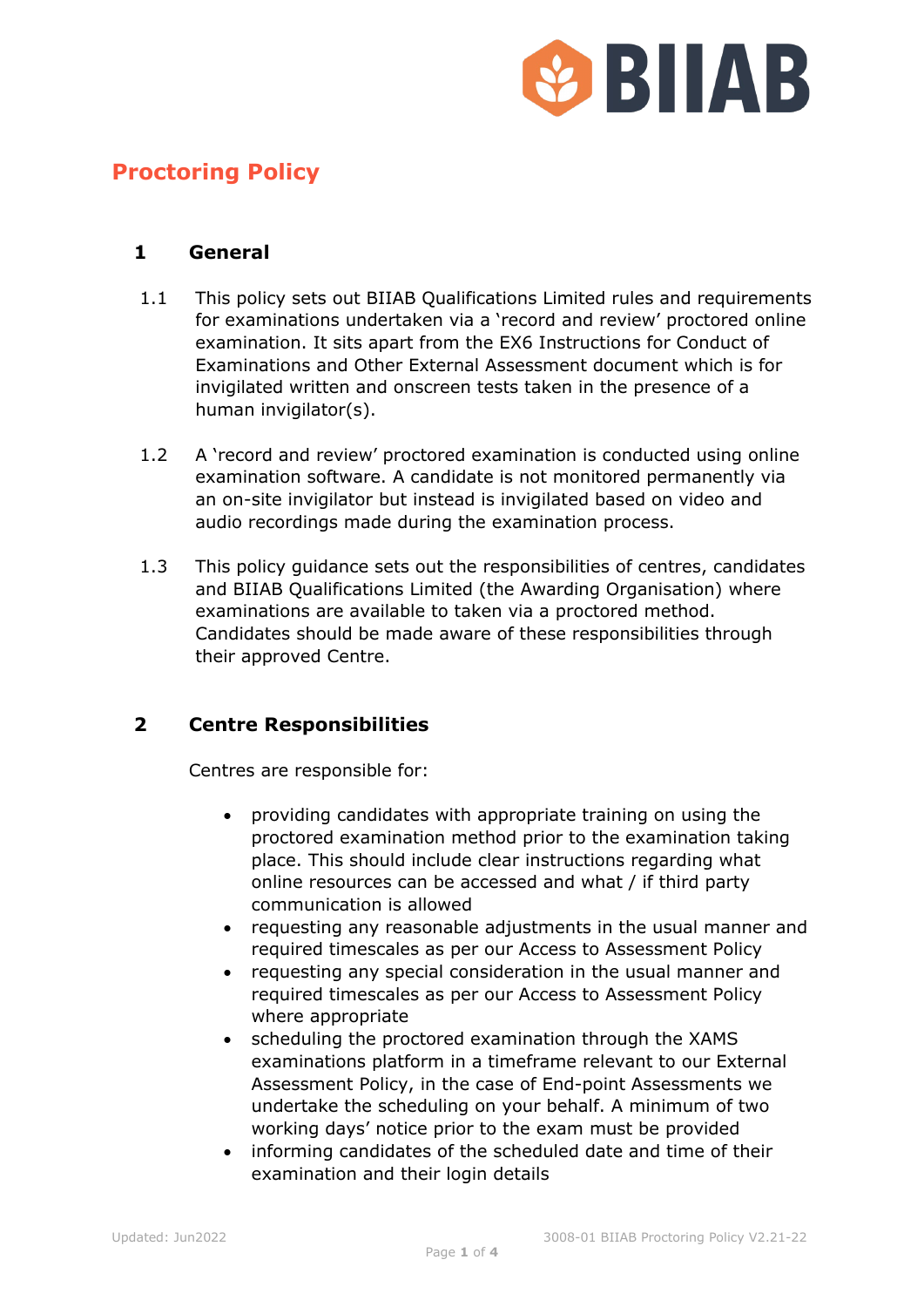# Proctoring Policy

## 1 General

1.1 This policy sets out BIIAB Qualifications Limited rules and requirements for examinations undertaken via a 'record and review' proctored online examination. It sits apart from the EX6 Instructions for Conduct of Examinations and Other External Assessment document which is for invigilated written and onscreen tests taken in the presence of a human invigilator(s).

1.2 A 'record and review' proctored examination is conducted using online examination software. A candidate is not monitored permanently via an on-site invigilator but instead is invigilated based on video and audio recordings made during the examination process.

1.3 This policy guidance sets out the responsibilities of centres, candidates and BIIAB Qualifications Limited (the Awarding Organisation) where examinations are available to taken via a proctored method. Candidates should be made aware of these responsibilities through their approved Centre.

## 2 Centre Responsibilities

Centres are responsible for:

- providing candidates with appropriate training on using the proctored examination method prior to the examination taking place. This should include clear instructions regarding what online resources can be accessed and what / if third party communication is allowed
- requesting any reasonable adjustments in the usual manner and required timescales as per our Access to Assessment Policy
- requesting any special consideration in the usual manner and required timescales as per our Access to Assessment Policy where appropriate
- scheduling the proctored examination through the XAMS examinations platform in a timeframe relevant to our External Assessment Policy, in the case of End-point Assessments we undertake the scheduling on your behalf. A minimum of two working days' notice prior to the exam must be provided
- informing candidates of the scheduled date and time of their examination and their login details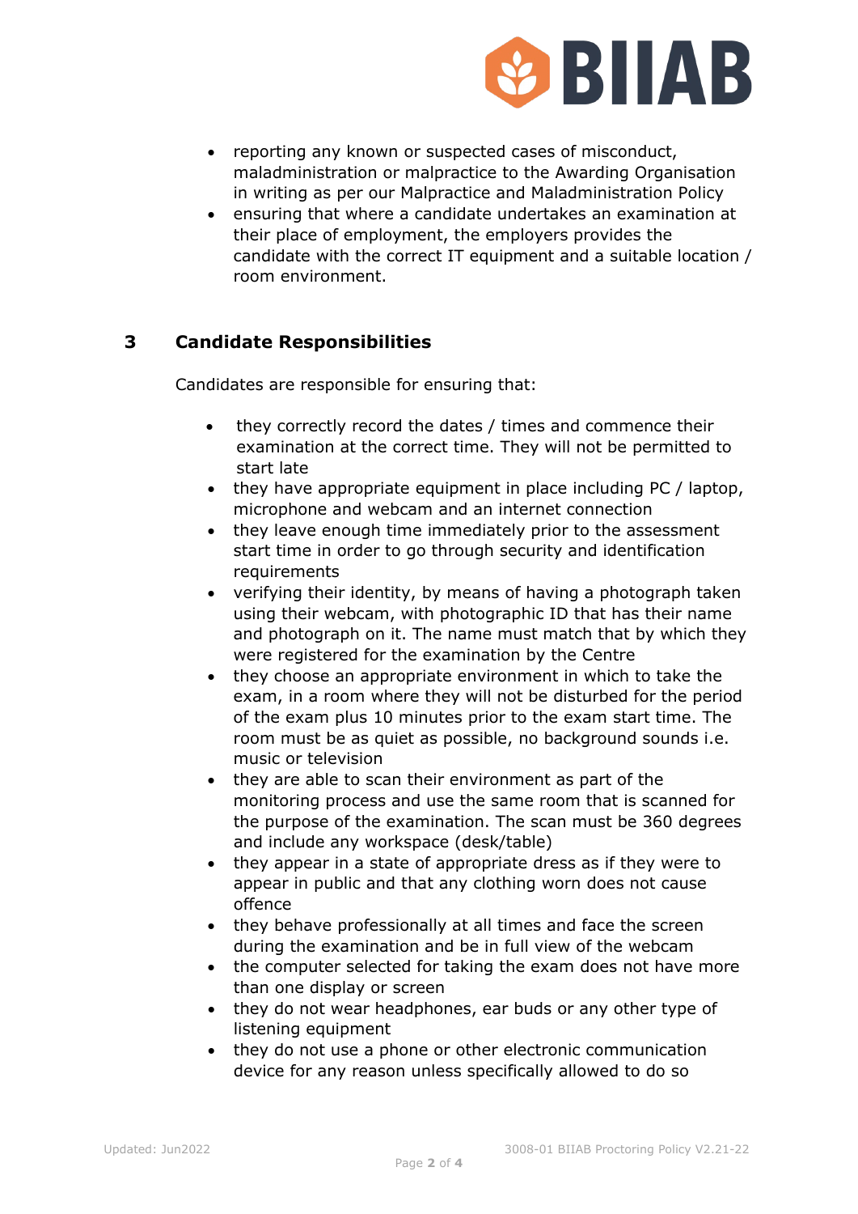- reporting any known or suspected cases of misconduct, maladministration or malpractice to the Awarding Organisation in writing as per our Malpractice and Maladministration Policy
- ensuring that where a candidate undertakes an examination at their place of employment, the employers provides the candidate with the correct IT equipment and a suitable location / room environment.

## 3 Candidate Responsibilities

Candidates are responsible for ensuring that:

- they correctly record the dates / times and commence their examination at the correct time. They will not be permitted to start late
- they have appropriate equipment in place including PC / laptop, microphone and webcam and an internet connection
- they leave enough time immediately prior to the assessment start time in order to go through security and identification requirements
- verifying their identity, by means of having a photograph taken using their webcam, with photographic ID that has their name and photograph on it. The name must match that by which they were registered for the examination by the Centre
- they choose an appropriate environment in which to take the exam, in a room where they will not be disturbed for the period of the exam plus 10 minutes prior to the exam start time. The room must be as quiet as possible, no background sounds i.e. music or television
- they are able to scan their environment as part of the monitoring process and use the same room that is scanned for the purpose of the examination. The scan must be 360 degrees and include any workspace (desk/table)
- they appear in a state of appropriate dress as if they were to appear in public and that any clothing worn does not cause offence
- they behave professionally at all times and face the screen during the examination and be in full view of the webcam
- the computer selected for taking the exam does not have more than one display or screen
- they do not wear headphones, ear buds or any other type of listening equipment
- they do not use a phone or other electronic communication device for any reason unless specifically allowed to do so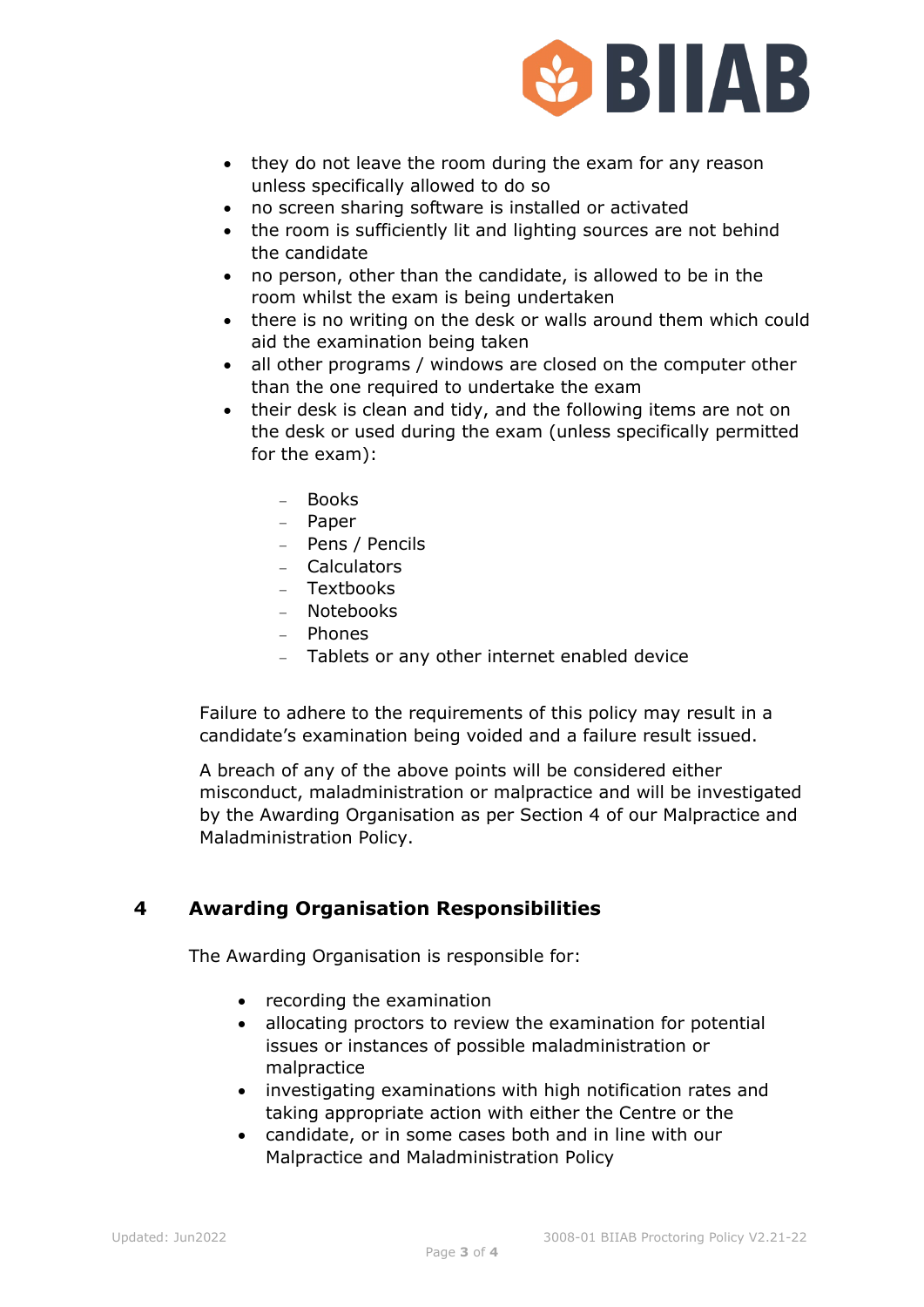- they do not leave the room during the exam for any reason unless specifically allowed to do so
- no screen sharing software is installed or activated
- the room is sufficiently lit and lighting sources are not behind the candidate
- no person, other than the candidate, is allowed to be in the room whilst the exam is being undertaken
- there is no writing on the desk or walls around them which could aid the examination being taken
- all other programs / windows are closed on the computer other than the one required to undertake the exam
- their desk is clean and tidy, and the following items are not on the desk or used during the exam (unless specifically permitted for the exam):
    - Books
    - Paper
    - Pens / Pencils
    - Calculators
    - Textbooks
    - Notebooks
    - Phones
    - Tablets or any other internet enabled device

Failure to adhere to the requirements of this policy may result in a candidate's examination being voided and a failure result issued.

A breach of any of the above points will be considered either misconduct, maladministration or malpractice and will be investigated by the Awarding Organisation as per Section 4 of our Malpractice and Maladministration Policy.

## 4 Awarding Organisation Responsibilities

The Awarding Organisation is responsible for:

- recording the examination
- allocating proctors to review the examination for potential issues or instances of possible maladministration or malpractice
- investigating examinations with high notification rates and taking appropriate action with either the Centre or the
- candidate, or in some cases both and in line with our Malpractice and Maladministration Policy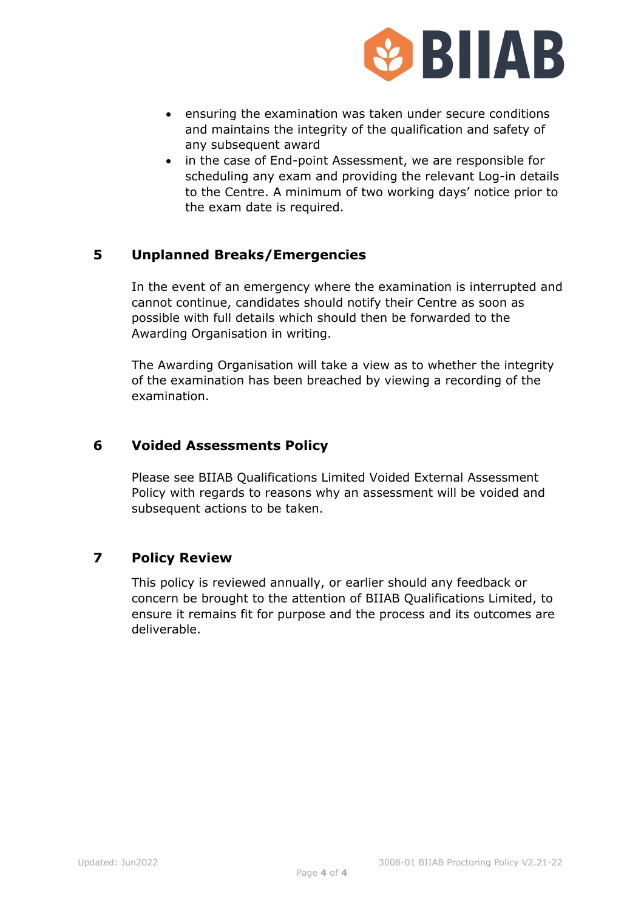- ensuring the examination was taken under secure conditions and maintains the integrity of the qualification and safety of any subsequent award
- in the case of End-point Assessment, we are responsible for scheduling any exam and providing the relevant Log-in details to the Centre. A minimum of two working days' notice prior to the exam date is required.

## 5 Unplanned Breaks/Emergencies

In the event of an emergency where the examination is interrupted and cannot continue, candidates should notify their Centre as soon as possible with full details which should then be forwarded to the Awarding Organisation in writing.

The Awarding Organisation will take a view as to whether the integrity of the examination has been breached by viewing a recording of the examination.

## 6 Voided Assessments Policy

Please see BIIAB Qualifications Limited Voided External Assessment Policy with regards to reasons why an assessment will be voided and subsequent actions to be taken.

## 7 Policy Review

This policy is reviewed annually, or earlier should any feedback or concern be brought to the attention of BIIAB Qualifications Limited, to ensure it remains fit for purpose and the process and its outcomes are deliverable.